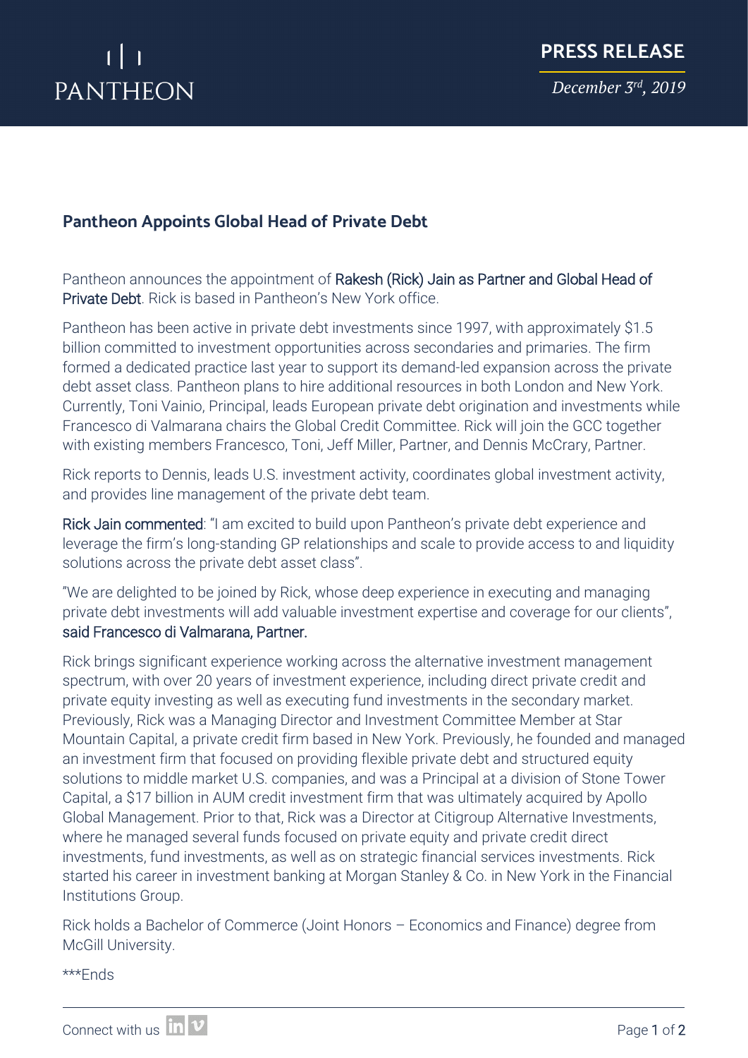PANTHEON

PRESS RELEASE

*December 3rd, 2019*

## Pantheon Appoints Global Head of Private Debt

Pantheon announces the appointment of Rakesh (Rick) Jain as Partner and Global Head of Private Debt. Rick is based in Pantheon's New York office.

Pantheon has been active in private debt investments since 1997, with approximately $1.5 billion committed to investment opportunities across secondaries and primaries. The firm formed a dedicated practice last year to support its demand-led expansion across the private debt asset class. Pantheon plans to hire additional resources in both London and New York. Currently, Toni Vainio, Principal, leads European private debt origination and investments while Francesco di Valmarana chairs the Global Credit Committee. Rick will join the GCC together with existing members Francesco, Toni, Jeff Miller, Partner, and Dennis McCrary, Partner.

Rick reports to Dennis, leads U.S. investment activity, coordinates global investment activity, and provides line management of the private debt team.

Rick Jain commented: "I am excited to build upon Pantheon's private debt experience and leverage the firm's long-standing GP relationships and scale to provide access to and liquidity solutions across the private debt asset class".

"We are delighted to be joined by Rick, whose deep experience in executing and managing private debt investments will add valuable investment expertise and coverage for our clients", said Francesco di Valmarana, Partner.

Rick brings significant experience working across the alternative investment management spectrum, with over 20 years of investment experience, including direct private credit and private equity investing as well as executing fund investments in the secondary market. Previously, Rick was a Managing Director and Investment Committee Member at Star Mountain Capital, a private credit firm based in New York. Previously, he founded and managed an investment firm that focused on providing flexible private debt and structured equity solutions to middle market U.S. companies, and was a Principal at a division of Stone Tower Capital, a $17 billion in AUM credit investment firm that was ultimately acquired by Apollo Global Management. Prior to that, Rick was a Director at Citigroup Alternative Investments, where he managed several funds focused on private equity and private credit direct investments, fund investments, as well as on strategic financial services investments. Rick started his career in investment banking at Morgan Stanley & Co. in New York in the Financial Institutions Group.

Rick holds a Bachelor of Commerce (Joint Honors – Economics and Finance) degree from McGill University.

***Ends

Connect with us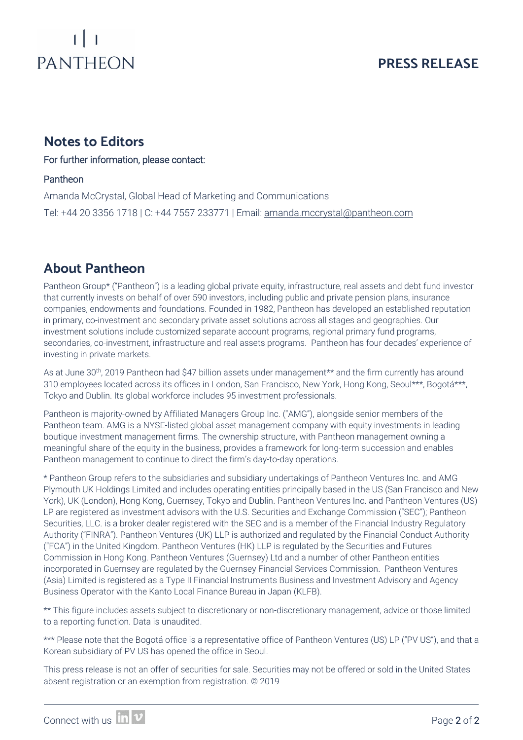## Notes to Editors

For further information, please contact:

Pantheon

Amanda McCrystal, Global Head of Marketing and Communications

Tel: +44 20 3356 1718 | C: +44 7557 233771 | Email: amanda.mccrystal@pantheon.com

## About Pantheon

Pantheon Group* ("Pantheon") is a leading global private equity, infrastructure, real assets and debt fund investor that currently invests on behalf of over 590 investors, including public and private pension plans, insurance companies, endowments and foundations. Founded in 1982, Pantheon has developed an established reputation in primary, co-investment and secondary private asset solutions across all stages and geographies. Our investment solutions include customized separate account programs, regional primary fund programs, secondaries, co-investment, infrastructure and real assets programs. Pantheon has four decades' experience of investing in private markets.

As at June 30th, 2019 Pantheon had $47 billion assets under management** and the firm currently has around 310 employees located across its offices in London, San Francisco, New York, Hong Kong, Seoul***, Bogotá***, Tokyo and Dublin. Its global workforce includes 95 investment professionals.

Pantheon is majority-owned by Affiliated Managers Group Inc. ("AMG"), alongside senior members of the Pantheon team. AMG is a NYSE-listed global asset management company with equity investments in leading boutique investment management firms. The ownership structure, with Pantheon management owning a meaningful share of the equity in the business, provides a framework for long-term succession and enables Pantheon management to continue to direct the firm's day-to-day operations.

* Pantheon Group refers to the subsidiaries and subsidiary undertakings of Pantheon Ventures Inc. and AMG Plymouth UK Holdings Limited and includes operating entities principally based in the US (San Francisco and New York), UK (London), Hong Kong, Guernsey, Tokyo and Dublin. Pantheon Ventures Inc. and Pantheon Ventures (US) LP are registered as investment advisors with the U.S. Securities and Exchange Commission ("SEC"); Pantheon Securities, LLC. is a broker dealer registered with the SEC and is a member of the Financial Industry Regulatory Authority ("FINRA"). Pantheon Ventures (UK) LLP is authorized and regulated by the Financial Conduct Authority ("FCA") in the United Kingdom. Pantheon Ventures (HK) LLP is regulated by the Securities and Futures Commission in Hong Kong. Pantheon Ventures (Guernsey) Ltd and a number of other Pantheon entities incorporated in Guernsey are regulated by the Guernsey Financial Services Commission. Pantheon Ventures (Asia) Limited is registered as a Type II Financial Instruments Business and Investment Advisory and Agency Business Operator with the Kanto Local Finance Bureau in Japan (KLFB).

** This figure includes assets subject to discretionary or non-discretionary management, advice or those limited to a reporting function. Data is unaudited.

*** Please note that the Bogotá office is a representative office of Pantheon Ventures (US) LP ("PV US"), and that a Korean subsidiary of PV US has opened the office in Seoul.

This press release is not an offer of securities for sale. Securities may not be offered or sold in the United States absent registration or an exemption from registration. © 2019

Connect with us